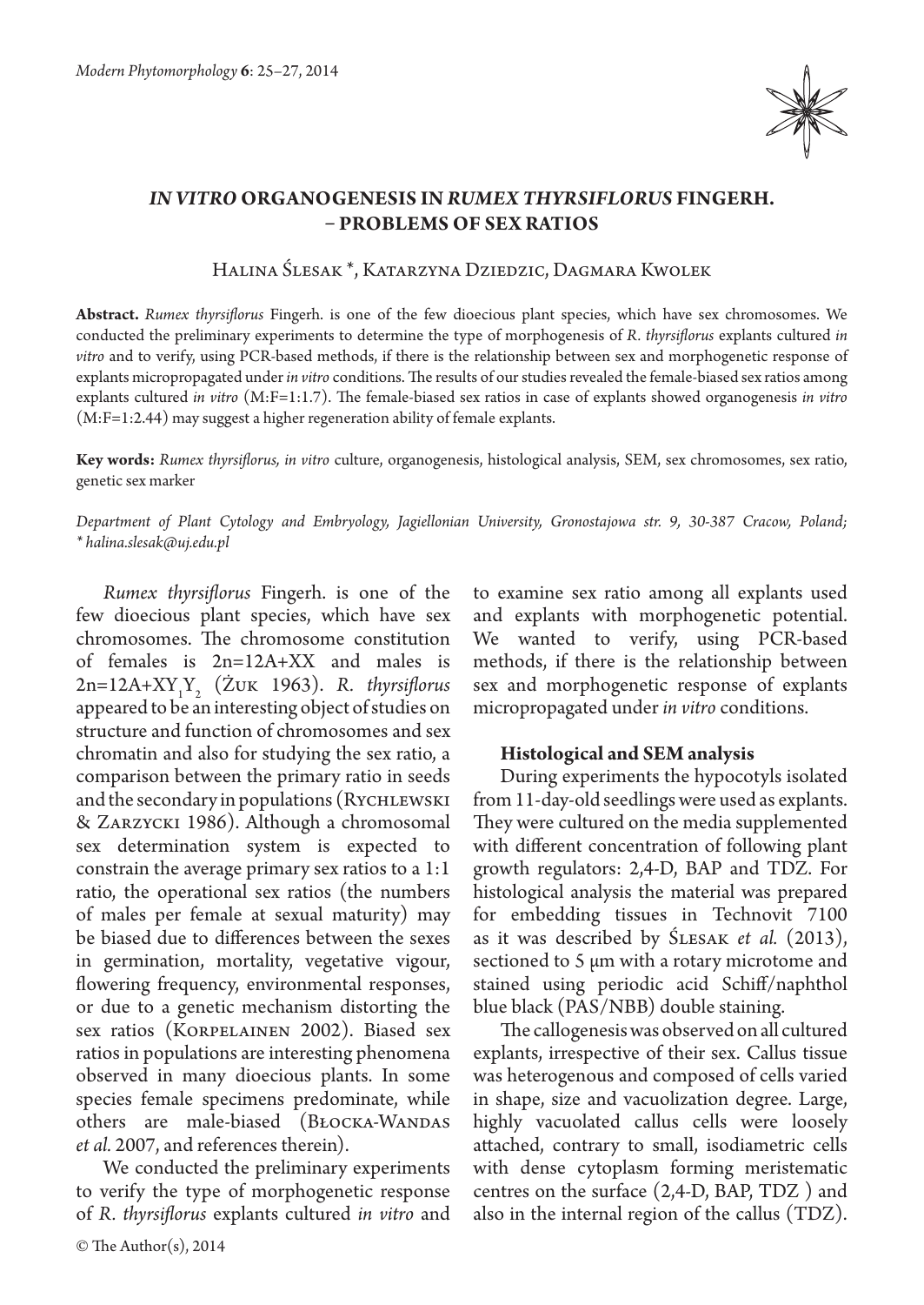# *IN VITRO* ORGANOGENESIS IN *RUMEX THYRSIFLORUS* FINGERH. – PROBLEMS OF SEX RATIOS

Halina Ślesak *, Katarzyna Dziedzic, Dagmara Kwolek

**Abstract.** *Rumex thyrsiflorus* Fingerh. is one of the few dioecious plant species, which have sex chromosomes. We conducted the preliminary experiments to determine the type of morphogenesis of *R. thyrsiflorus* explants cultured *in vitro* and to verify, using PCR-based methods, if there is the relationship between sex and morphogenetic response of explants micropropagated under *in vitro* conditions. The results of our studies revealed the female-biased sex ratios among explants cultured *in vitro* (M:F=1:1.7). The female-biased sex ratios in case of explants showed organogenesis *in vitro* (M:F=1:2.44) may suggest a higher regeneration ability of female explants.

**Key words:** *Rumex thyrsiflorus, in vitro* culture, organogenesis, histological analysis, SEM, sex chromosomes, sex ratio, genetic sex marker

*Department of Plant Cytology and Embryology, Jagiellonian University, Gronostajowa str. 9, 30-387 Cracow, Poland; \* halina.slesak@uj.edu.pl*

*Rumex thyrsiflorus* Fingerh. is one of the few dioecious plant species, which have sex chromosomes. The chromosome constitution of females is 2n=12A+XX and males is $2n=12A+XY_1Y_2$ (Żuk 1963). *R. thyrsiflorus* appeared to be an interesting object of studies on structure and function of chromosomes and sex chromatin and also for studying the sex ratio, a comparison between the primary ratio in seeds and the secondary in populations (Rychlewski & Zarzycki 1986). Although a chromosomal sex determination system is expected to constrain the average primary sex ratios to a 1:1 ratio, the operational sex ratios (the numbers of males per female at sexual maturity) may be biased due to differences between the sexes in germination, mortality, vegetative vigour, flowering frequency, environmental responses, or due to a genetic mechanism distorting the sex ratios (Korpelainen 2002). Biased sex ratios in populations are interesting phenomena observed in many dioecious plants. In some species female specimens predominate, while others are male-biased (Błocka-Wandas *et al.* 2007, and references therein).

We conducted the preliminary experiments to verify the type of morphogenetic response of *R. thyrsiflorus* explants cultured *in vitro* and to examine sex ratio among all explants used and explants with morphogenetic potential. We wanted to verify, using PCR-based methods, if there is the relationship between sex and morphogenetic response of explants micropropagated under *in vitro* conditions.

### Histological and SEM analysis

During experiments the hypocotyls isolated from 11-day-old seedlings were used as explants. They were cultured on the media supplemented with different concentration of following plant growth regulators: 2,4-D, BAP and TDZ. For histological analysis the material was prepared for embedding tissues in Technovit 7100 as it was described by Ślesak *et al.* (2013), sectioned to 5 μm with a rotary microtome and stained using periodic acid Schiff/naphthol blue black (PAS/NBB) double staining.

The callogenesis was observed on all cultured explants, irrespective of their sex. Callus tissue was heterogenous and composed of cells varied in shape, size and vacuolization degree. Large, highly vacuolated callus cells were loosely attached, contrary to small, isodiametric cells with dense cytoplasm forming meristematic centres on the surface (2,4-D, BAP, TDZ ) and also in the internal region of the callus (TDZ).

© The Author(s), 2014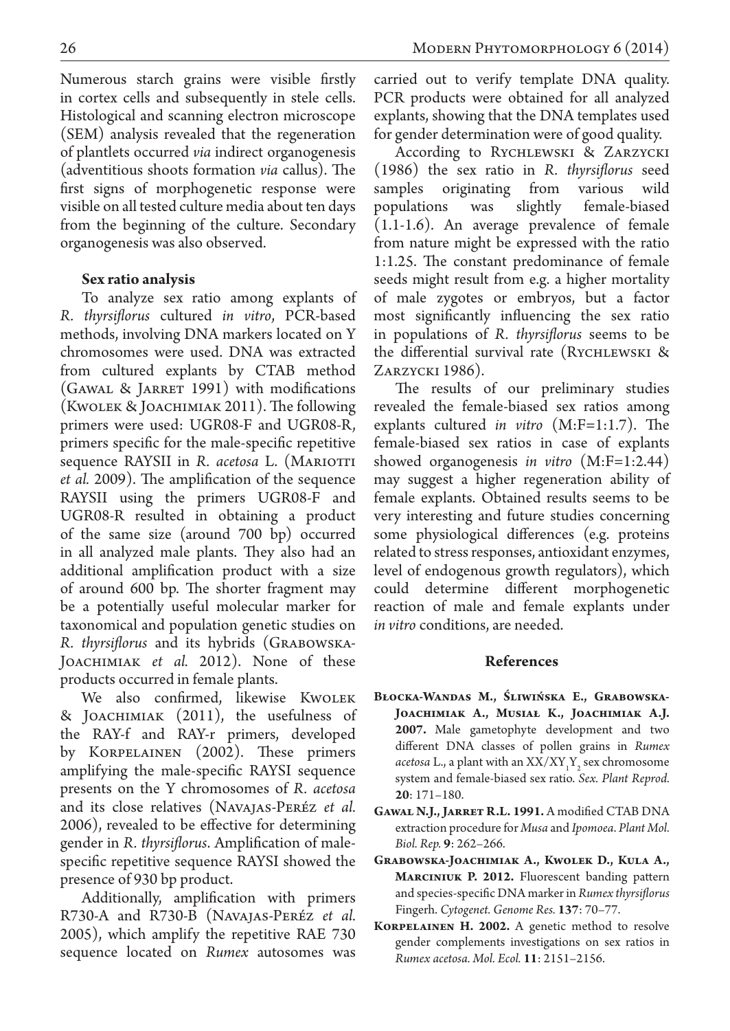Numerous starch grains were visible firstly in cortex cells and subsequently in stele cells. Histological and scanning electron microscope (SEM) analysis revealed that the regeneration of plantlets occurred *via* indirect organogenesis (adventitious shoots formation *via* callus). The first signs of morphogenetic response were visible on all tested culture media about ten days from the beginning of the culture. Secondary organogenesis was also observed.

**Sex ratio analysis**

To analyze sex ratio among explants of *R. thyrsiflorus* cultured *in vitro*, PCR-based methods, involving DNA markers located on Y chromosomes were used. DNA was extracted from cultured explants by CTAB method (Gawal & Jarret 1991) with modifications (Kwolek & Joachimiak 2011). The following primers were used: UGR08-F and UGR08-R, primers specific for the male-specific repetitive sequence RAYSII in *R. acetosa* L. (Mariotti *et al.* 2009). The amplification of the sequence RAYSII using the primers UGR08-F and UGR08-R resulted in obtaining a product of the same size (around 700 bp) occurred in all analyzed male plants. They also had an additional amplification product with a size of around 600 bp. The shorter fragment may be a potentially useful molecular marker for taxonomical and population genetic studies on *R. thyrsiflorus* and its hybrids (Grabowska-Joachimiak *et al.* 2012). None of these products occurred in female plants.

We also confirmed, likewise Kwolek & Joachimiak (2011), the usefulness of the RAY-f and RAY-r primers, developed by Korpelainen (2002). These primers amplifying the male-specific RAYSI sequence presents on the Y chromosomes of *R. acetosa* and its close relatives (Navajas-Peréz *et al.* 2006), revealed to be effective for determining gender in *R. thyrsiflorus*. Amplification of male-specific repetitive sequence RAYSI showed the presence of 930 bp product.

Additionally, amplification with primers R730-A and R730-B (Navajas-Peréz *et al.* 2005), which amplify the repetitive RAE 730 sequence located on *Rumex* autosomes was carried out to verify template DNA quality. PCR products were obtained for all analyzed explants, showing that the DNA templates used for gender determination were of good quality.

According to Rychlewski & Zarzycki (1986) the sex ratio in *R. thyrsiflorus* seed samples originating from various wild populations was slightly female-biased (1.1-1.6). An average prevalence of female from nature might be expressed with the ratio 1:1.25. The constant predominance of female seeds might result from e.g. a higher mortality of male zygotes or embryos, but a factor most significantly influencing the sex ratio in populations of *R. thyrsiflorus* seems to be the differential survival rate (Rychlewski & Zarzycki 1986).

The results of our preliminary studies revealed the female-biased sex ratios among explants cultured *in vitro* (M:F=1:1.7). The female-biased sex ratios in case of explants showed organogenesis *in vitro* (M:F=1:2.44) may suggest a higher regeneration ability of female explants. Obtained results seems to be very interesting and future studies concerning some physiological differences (e.g. proteins related to stress responses, antioxidant enzymes, level of endogenous growth regulators), which could determine different morphogenetic reaction of male and female explants under *in vitro* conditions, are needed.

## References

**Błocka-Wandas M., Śliwińska E., Grabowska-Joachimiak A., Musiał K., Joachimiak A.J. 2007.** Male gametophyte development and two different DNA classes of pollen grains in *Rumex acetosa* L., a plant with an $XX/XY_1Y_2$ sex chromosome system and female-biased sex ratio. *Sex. Plant Reprod.* **20**: 171–180.

**Gawal N.J., Jarret R.L. 1991.** A modified CTAB DNA extraction procedure for *Musa* and *Ipomoea*. *Plant Mol. Biol. Rep.* **9**: 262–266.

**Grabowska-Joachimiak A., Kwolek D., Kula A., Marciniuk P. 2012.** Fluorescent banding pattern and species-specific DNA marker in *Rumex thyrsiflorus* Fingerh. *Cytogenet. Genome Res.* **137**: 70–77.

**Korpelainen H. 2002.** A genetic method to resolve gender complements investigations on sex ratios in *Rumex acetosa*. *Mol. Ecol.* **11**: 2151–2156.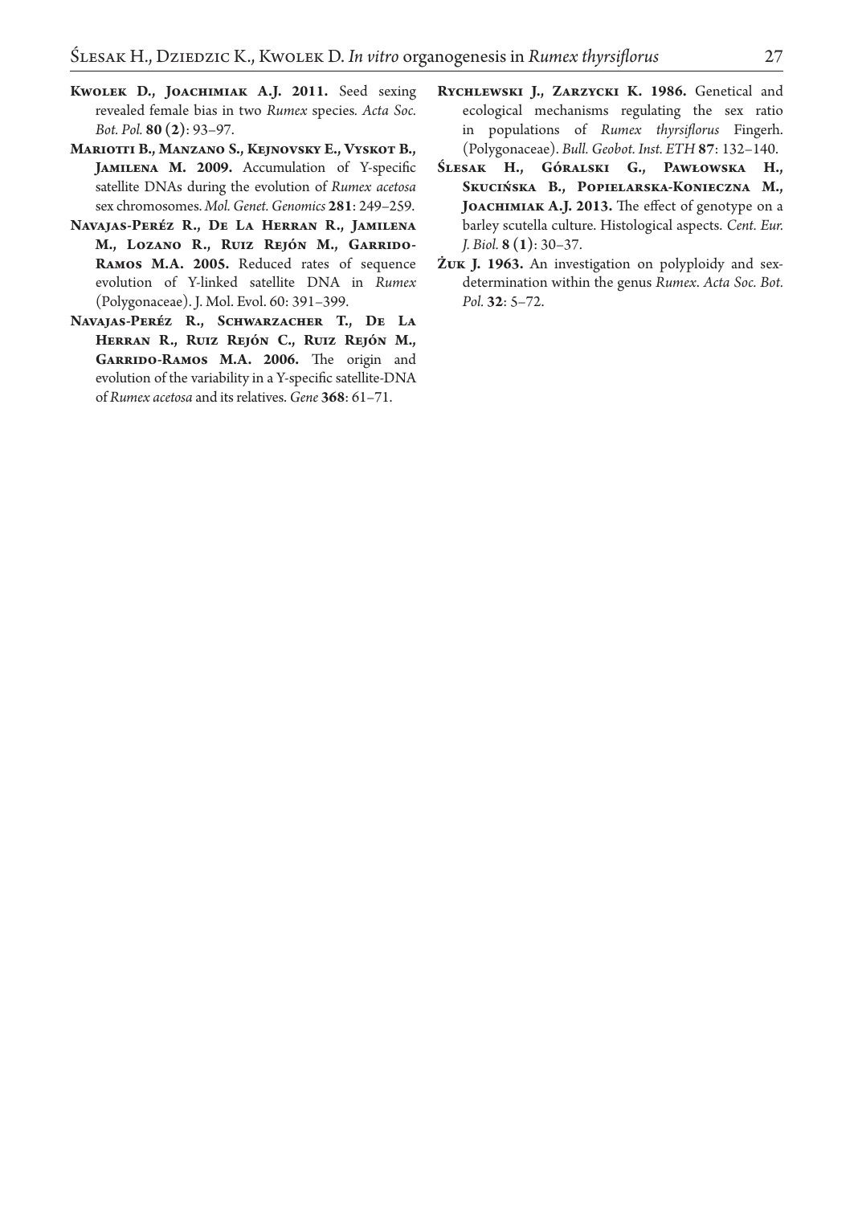**Kwolek D., Joachimiak A.J. 2011.** Seed sexing revealed female bias in two *Rumex* species. *Acta Soc. Bot. Pol.* **80 (2)**: 93–97.

**Mariotti B., Manzano S., Kejnovsky E., Vyskot B., Jamilena M. 2009.** Accumulation of Y-specific satellite DNAs during the evolution of *Rumex acetosa* sex chromosomes. *Mol. Genet. Genomics* **281**: 249–259.

**Navajas-Peréz R., De La Herran R., Jamilena M., Lozano R., Ruiz Rejón M., Garrido-Ramos M.A. 2005.** Reduced rates of sequence evolution of Y-linked satellite DNA in *Rumex* (Polygonaceae). J. Mol. Evol. 60: 391–399.

**Navajas-Peréz R., Schwarzacher T., De La Herran R., Ruiz Rejón C., Ruiz Rejón M., Garrido-Ramos M.A. 2006.** The origin and evolution of the variability in a Y-specific satellite-DNA of *Rumex acetosa* and its relatives. *Gene* **368**: 61–71.

**Rychlewski J., Zarzycki K. 1986.** Genetical and ecological mechanisms regulating the sex ratio in populations of *Rumex thyrsiflorus* Fingerh. (Polygonaceae). *Bull. Geobot. Inst. ETH* **87**: 132–140.

**Ślesak H., Góralski G., Pawłowska H., Skucińska B., Popielarska-Konieczna M., Joachimiak A.J. 2013.** The effect of genotype on a barley scutella culture. Histological aspects. *Cent. Eur. J. Biol.* **8 (1)**: 30–37.

**Żuk J. 1963.** An investigation on polyploidy and sex-determination within the genus *Rumex*. *Acta Soc. Bot. Pol.* **32**: 5–72.